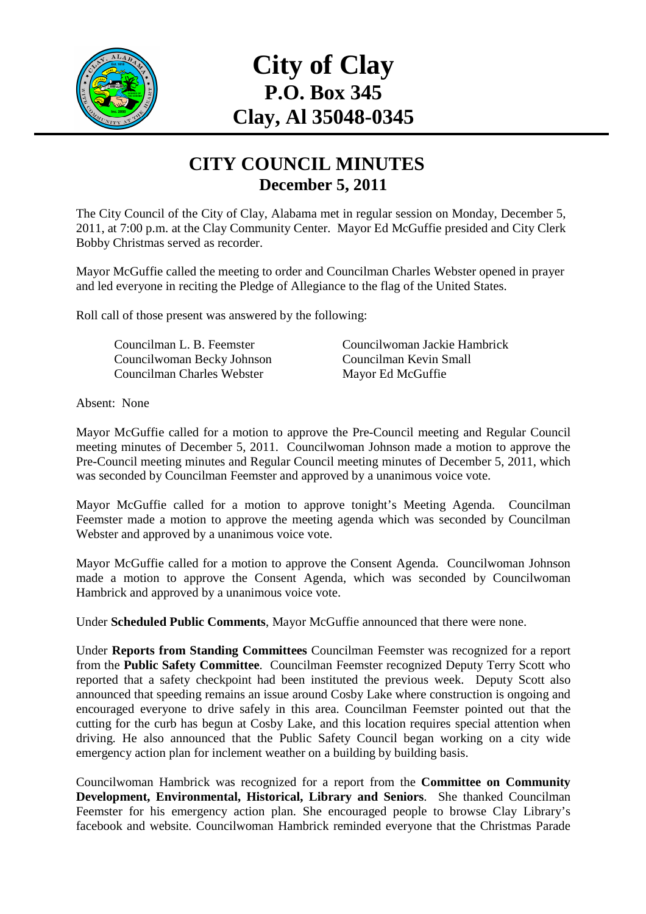# City of Clay
## P.O. Box 345
## Clay, Al 35048-0345

## CITY COUNCIL MINUTES
### December 5, 2011

The City Council of the City of Clay, Alabama met in regular session on Monday, December 5, 2011, at 7:00 p.m. at the Clay Community Center. Mayor Ed McGuffie presided and City Clerk Bobby Christmas served as recorder.

Mayor McGuffie called the meeting to order and Councilman Charles Webster opened in prayer and led everyone in reciting the Pledge of Allegiance to the flag of the United States.

Roll call of those present was answered by the following:

Councilman L. B. Feemster
Councilwoman Becky Johnson
Councilman Charles Webster
Councilwoman Jackie Hambrick
Councilman Kevin Small
Mayor Ed McGuffie

Absent: None

Mayor McGuffie called for a motion to approve the Pre-Council meeting and Regular Council meeting minutes of December 5, 2011. Councilwoman Johnson made a motion to approve the Pre-Council meeting minutes and Regular Council meeting minutes of December 5, 2011, which was seconded by Councilman Feemster and approved by a unanimous voice vote.

Mayor McGuffie called for a motion to approve tonight's Meeting Agenda. Councilman Feemster made a motion to approve the meeting agenda which was seconded by Councilman Webster and approved by a unanimous voice vote.

Mayor McGuffie called for a motion to approve the Consent Agenda. Councilwoman Johnson made a motion to approve the Consent Agenda, which was seconded by Councilwoman Hambrick and approved by a unanimous voice vote.

Under **Scheduled Public Comments**, Mayor McGuffie announced that there were none.

Under **Reports from Standing Committees** Councilman Feemster was recognized for a report from the **Public Safety Committee**. Councilman Feemster recognized Deputy Terry Scott who reported that a safety checkpoint had been instituted the previous week. Deputy Scott also announced that speeding remains an issue around Cosby Lake where construction is ongoing and encouraged everyone to drive safely in this area. Councilman Feemster pointed out that the cutting for the curb has begun at Cosby Lake, and this location requires special attention when driving. He also announced that the Public Safety Council began working on a city wide emergency action plan for inclement weather on a building by building basis.

Councilwoman Hambrick was recognized for a report from the **Committee on Community Development, Environmental, Historical, Library and Seniors**. She thanked Councilman Feemster for his emergency action plan. She encouraged people to browse Clay Library's facebook and website. Councilwoman Hambrick reminded everyone that the Christmas Parade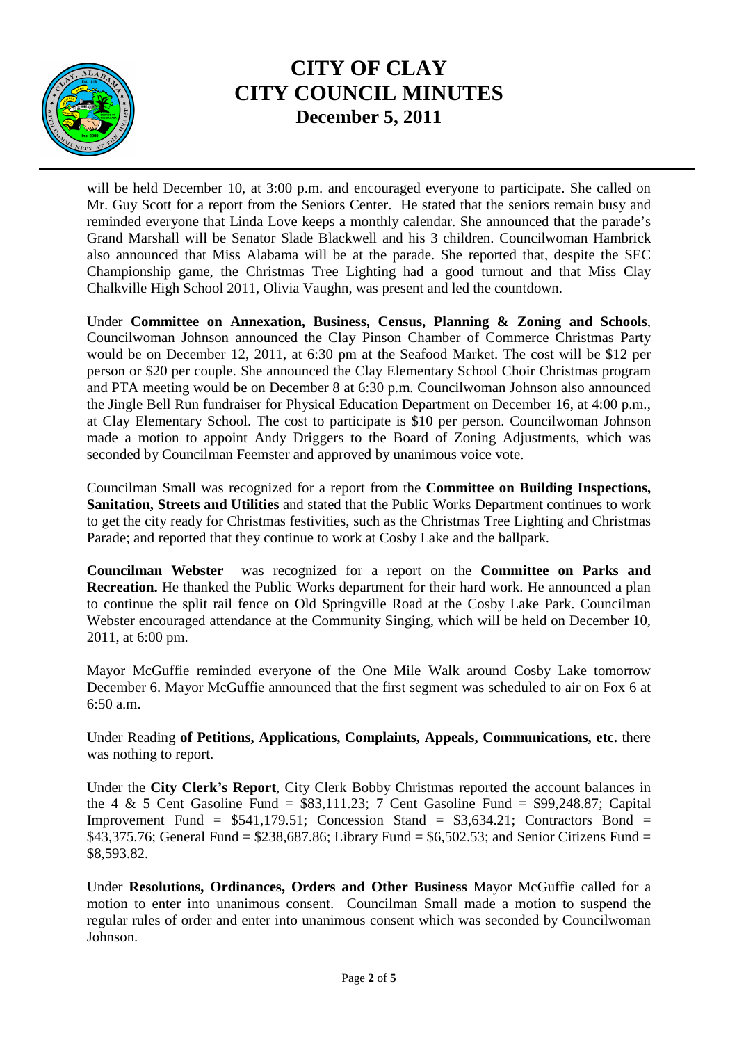will be held December 10, at 3:00 p.m. and encouraged everyone to participate. She called on Mr. Guy Scott for a report from the Seniors Center. He stated that the seniors remain busy and reminded everyone that Linda Love keeps a monthly calendar. She announced that the parade's Grand Marshall will be Senator Slade Blackwell and his 3 children. Councilwoman Hambrick also announced that Miss Alabama will be at the parade. She reported that, despite the SEC Championship game, the Christmas Tree Lighting had a good turnout and that Miss Clay Chalkville High School 2011, Olivia Vaughn, was present and led the countdown.

Under **Committee on Annexation, Business, Census, Planning & Zoning and Schools**, Councilwoman Johnson announced the Clay Pinson Chamber of Commerce Christmas Party would be on December 12, 2011, at 6:30 pm at the Seafood Market. The cost will be $12 per person or $20 per couple. She announced the Clay Elementary School Choir Christmas program and PTA meeting would be on December 8 at 6:30 p.m. Councilwoman Johnson also announced the Jingle Bell Run fundraiser for Physical Education Department on December 16, at 4:00 p.m., at Clay Elementary School. The cost to participate is $10 per person. Councilwoman Johnson made a motion to appoint Andy Driggers to the Board of Zoning Adjustments, which was seconded by Councilman Feemster and approved by unanimous voice vote.

Councilman Small was recognized for a report from the **Committee on Building Inspections, Sanitation, Streets and Utilities** and stated that the Public Works Department continues to work to get the city ready for Christmas festivities, such as the Christmas Tree Lighting and Christmas Parade; and reported that they continue to work at Cosby Lake and the ballpark.

**Councilman Webster** was recognized for a report on the **Committee on Parks and Recreation.** He thanked the Public Works department for their hard work. He announced a plan to continue the split rail fence on Old Springville Road at the Cosby Lake Park. Councilman Webster encouraged attendance at the Community Singing, which will be held on December 10, 2011, at 6:00 pm.

Mayor McGuffie reminded everyone of the One Mile Walk around Cosby Lake tomorrow December 6. Mayor McGuffie announced that the first segment was scheduled to air on Fox 6 at 6:50 a.m.

Under Reading **of Petitions, Applications, Complaints, Appeals, Communications, etc.** there was nothing to report.

Under the **City Clerk's Report**, City Clerk Bobby Christmas reported the account balances in the 4 & 5 Cent Gasoline Fund = $83,111.23; 7 Cent Gasoline Fund = $99,248.87; Capital Improvement Fund = $541,179.51; Concession Stand = $3,634.21; Contractors Bond = $43,375.76; General Fund = $238,687.86; Library Fund = $6,502.53; and Senior Citizens Fund = $8,593.82.

Under **Resolutions, Ordinances, Orders and Other Business** Mayor McGuffie called for a motion to enter into unanimous consent. Councilman Small made a motion to suspend the regular rules of order and enter into unanimous consent which was seconded by Councilwoman Johnson.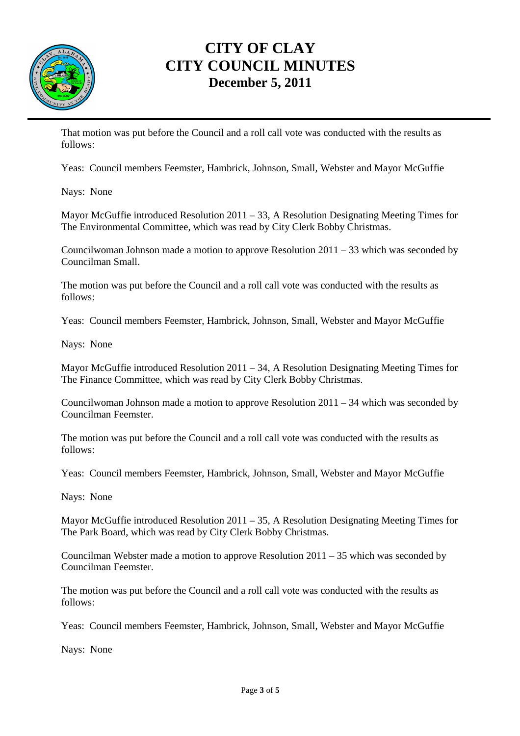That motion was put before the Council and a roll call vote was conducted with the results as follows:

Yeas: Council members Feemster, Hambrick, Johnson, Small, Webster and Mayor McGuffie

Nays: None

Mayor McGuffie introduced Resolution 2011 – 33, A Resolution Designating Meeting Times for The Environmental Committee, which was read by City Clerk Bobby Christmas.

Councilwoman Johnson made a motion to approve Resolution 2011 – 33 which was seconded by Councilman Small.

The motion was put before the Council and a roll call vote was conducted with the results as follows:

Yeas: Council members Feemster, Hambrick, Johnson, Small, Webster and Mayor McGuffie

Nays: None

Mayor McGuffie introduced Resolution 2011 – 34, A Resolution Designating Meeting Times for The Finance Committee, which was read by City Clerk Bobby Christmas.

Councilwoman Johnson made a motion to approve Resolution 2011 – 34 which was seconded by Councilman Feemster.

The motion was put before the Council and a roll call vote was conducted with the results as follows:

Yeas: Council members Feemster, Hambrick, Johnson, Small, Webster and Mayor McGuffie

Nays: None

Mayor McGuffie introduced Resolution 2011 – 35, A Resolution Designating Meeting Times for The Park Board, which was read by City Clerk Bobby Christmas.

Councilman Webster made a motion to approve Resolution 2011 – 35 which was seconded by Councilman Feemster.

The motion was put before the Council and a roll call vote was conducted with the results as follows:

Yeas: Council members Feemster, Hambrick, Johnson, Small, Webster and Mayor McGuffie

Nays: None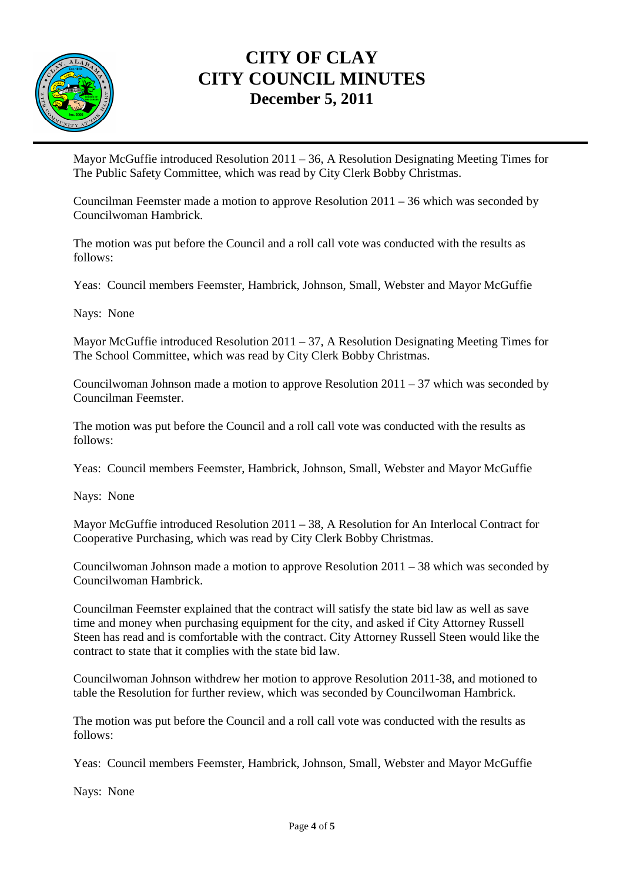Mayor McGuffie introduced Resolution 2011 – 36, A Resolution Designating Meeting Times for The Public Safety Committee, which was read by City Clerk Bobby Christmas.

Councilman Feemster made a motion to approve Resolution 2011 – 36 which was seconded by Councilwoman Hambrick.

The motion was put before the Council and a roll call vote was conducted with the results as follows:

Yeas: Council members Feemster, Hambrick, Johnson, Small, Webster and Mayor McGuffie

Nays: None

Mayor McGuffie introduced Resolution 2011 – 37, A Resolution Designating Meeting Times for The School Committee, which was read by City Clerk Bobby Christmas.

Councilwoman Johnson made a motion to approve Resolution 2011 – 37 which was seconded by Councilman Feemster.

The motion was put before the Council and a roll call vote was conducted with the results as follows:

Yeas: Council members Feemster, Hambrick, Johnson, Small, Webster and Mayor McGuffie

Nays: None

Mayor McGuffie introduced Resolution 2011 – 38, A Resolution for An Interlocal Contract for Cooperative Purchasing, which was read by City Clerk Bobby Christmas.

Councilwoman Johnson made a motion to approve Resolution 2011 – 38 which was seconded by Councilwoman Hambrick.

Councilman Feemster explained that the contract will satisfy the state bid law as well as save time and money when purchasing equipment for the city, and asked if City Attorney Russell Steen has read and is comfortable with the contract. City Attorney Russell Steen would like the contract to state that it complies with the state bid law.

Councilwoman Johnson withdrew her motion to approve Resolution 2011-38, and motioned to table the Resolution for further review, which was seconded by Councilwoman Hambrick.

The motion was put before the Council and a roll call vote was conducted with the results as follows:

Yeas: Council members Feemster, Hambrick, Johnson, Small, Webster and Mayor McGuffie

Nays: None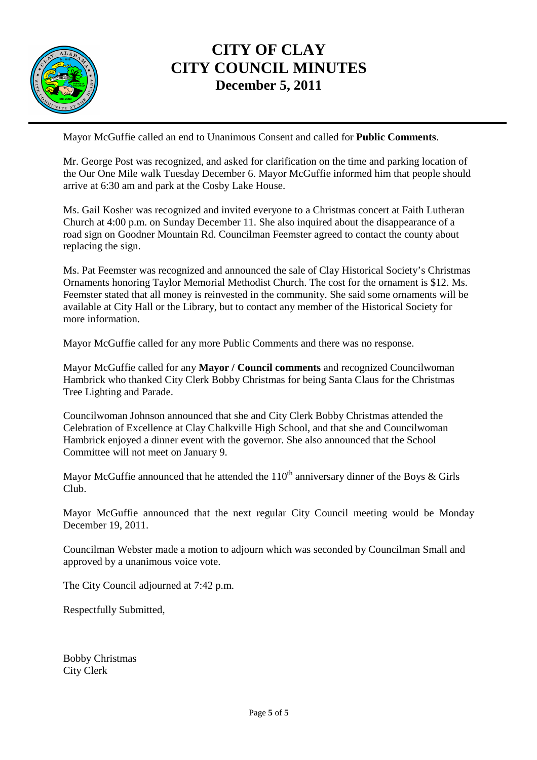# CITY OF CLAY
# CITY COUNCIL MINUTES
## December 5, 2011

Mayor McGuffie called an end to Unanimous Consent and called for **Public Comments**.

Mr. George Post was recognized, and asked for clarification on the time and parking location of the Our One Mile walk Tuesday December 6. Mayor McGuffie informed him that people should arrive at 6:30 am and park at the Cosby Lake House.

Ms. Gail Kosher was recognized and invited everyone to a Christmas concert at Faith Lutheran Church at 4:00 p.m. on Sunday December 11. She also inquired about the disappearance of a road sign on Goodner Mountain Rd. Councilman Feemster agreed to contact the county about replacing the sign.

Ms. Pat Feemster was recognized and announced the sale of Clay Historical Society's Christmas Ornaments honoring Taylor Memorial Methodist Church. The cost for the ornament is $12. Ms. Feemster stated that all money is reinvested in the community. She said some ornaments will be available at City Hall or the Library, but to contact any member of the Historical Society for more information.

Mayor McGuffie called for any more Public Comments and there was no response.

Mayor McGuffie called for any **Mayor / Council comments** and recognized Councilwoman Hambrick who thanked City Clerk Bobby Christmas for being Santa Claus for the Christmas Tree Lighting and Parade.

Councilwoman Johnson announced that she and City Clerk Bobby Christmas attended the Celebration of Excellence at Clay Chalkville High School, and that she and Councilwoman Hambrick enjoyed a dinner event with the governor. She also announced that the School Committee will not meet on January 9.

Mayor McGuffie announced that he attended the 110th anniversary dinner of the Boys & Girls Club.

Mayor McGuffie announced that the next regular City Council meeting would be Monday December 19, 2011.

Councilman Webster made a motion to adjourn which was seconded by Councilman Small and approved by a unanimous voice vote.

The City Council adjourned at 7:42 p.m.

Respectfully Submitted,

Bobby Christmas
City Clerk